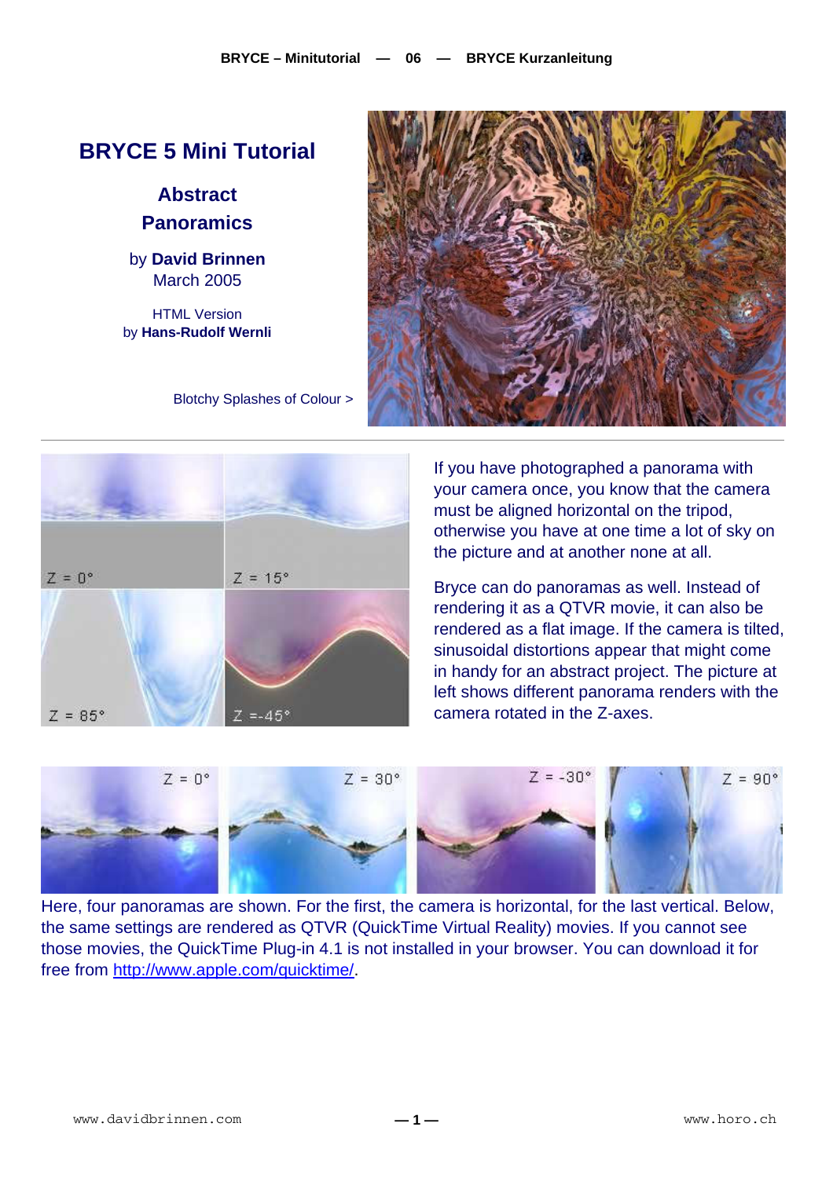# BRYCE 5 Mini Tutorial

## Abstract Panoramics

by **David Brinnen**
March 2005

HTML Version
by **Hans-Rudolf Wernli**

Blotchy Splashes of Colour >

If you have photographed a panorama with your camera once, you know that the camera must be aligned horizontal on the tripod, otherwise you have at one time a lot of sky on the picture and at another none at all.

Bryce can do panoramas as well. Instead of rendering it as a QTVR movie, it can also be rendered as a flat image. If the camera is tilted, sinusoidal distortions appear that might come in handy for an abstract project. The picture at left shows different panorama renders with the camera rotated in the Z-axes.

Here, four panoramas are shown. For the first, the camera is horizontal, for the last vertical. Below, the same settings are rendered as QTVR (QuickTime Virtual Reality) movies. If you cannot see those movies, the QuickTime Plug-in 4.1 is not installed in your browser. You can download it for free from http://www.apple.com/quicktime/.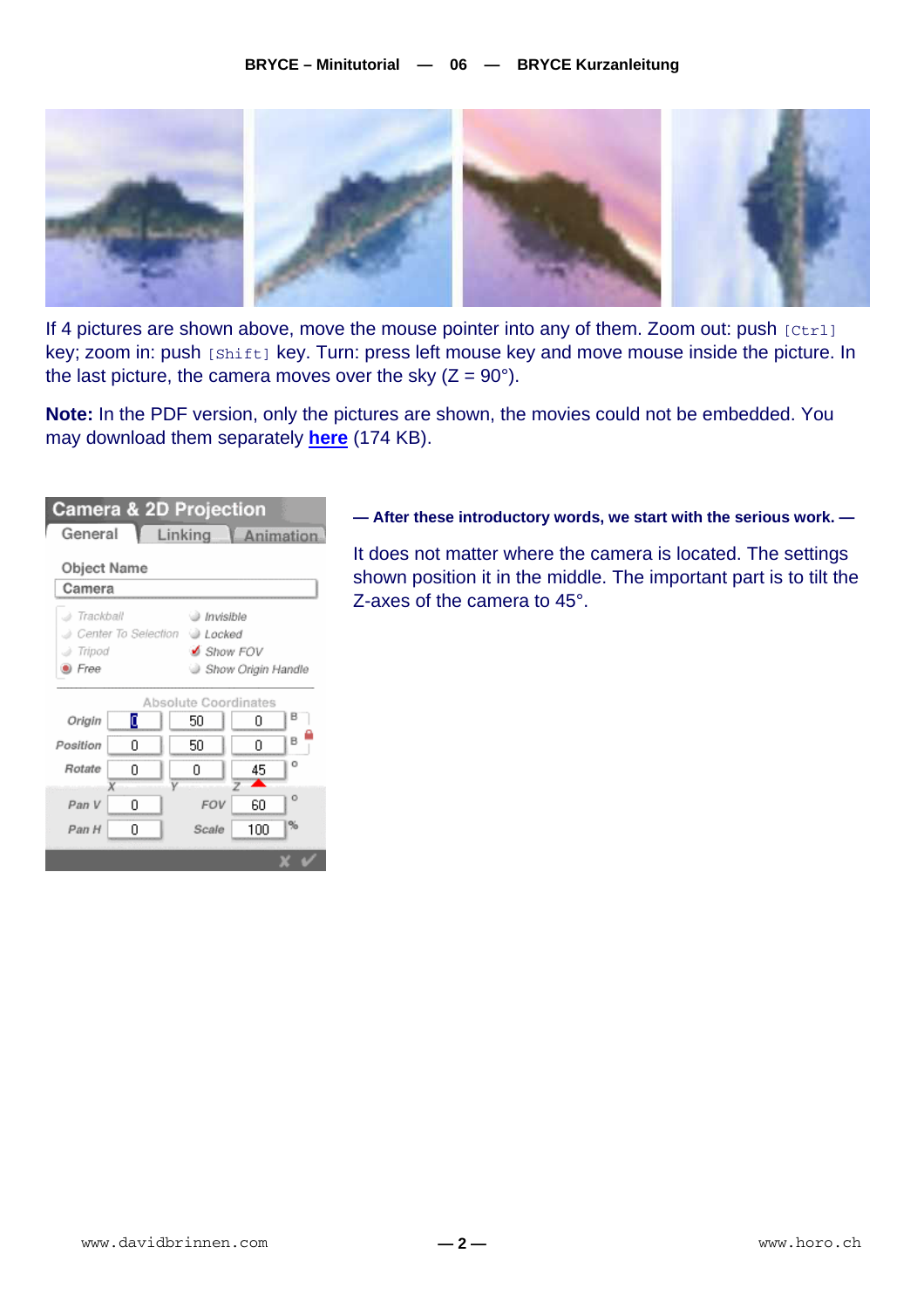If 4 pictures are shown above, move the mouse pointer into any of them. Zoom out: push `[Ctrl]` key; zoom in: push `[Shift]` key. Turn: press left mouse key and move mouse inside the picture. In the last picture, the camera moves over the sky (Z = 90°).

**Note:** In the PDF version, only the pictures are shown, the movies could not be embedded. You may download them separately **here** (174 KB).

**— After these introductory words, we start with the serious work. —**

It does not matter where the camera is located. The settings shown position it in the middle. The important part is to tilt the Z-axes of the camera to 45°.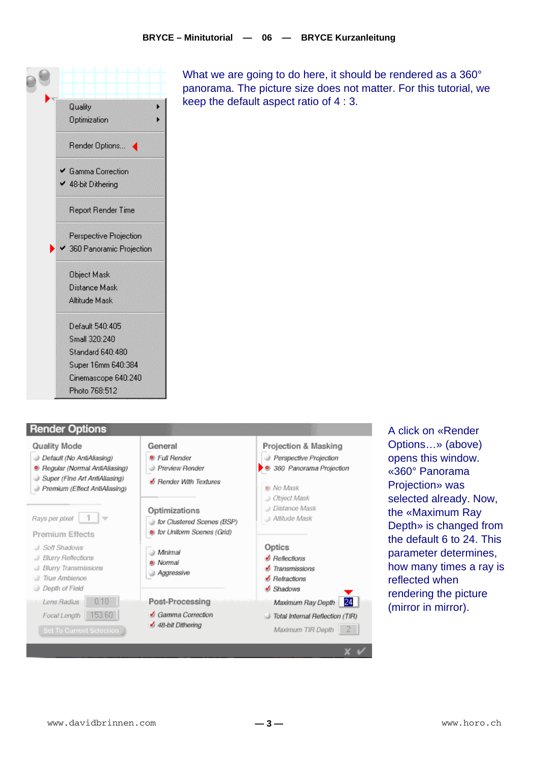What we are going to do here, it should be rendered as a 360° panorama. The picture size does not matter. For this tutorial, we keep the default aspect ratio of 4 : 3.

A click on «Render Options…» (above) opens this window. «360° Panorama Projection» was selected already. Now, the «Maximum Ray Depth» is changed from the default 6 to 24. This parameter determines, how many times a ray is reflected when rendering the picture (mirror in mirror).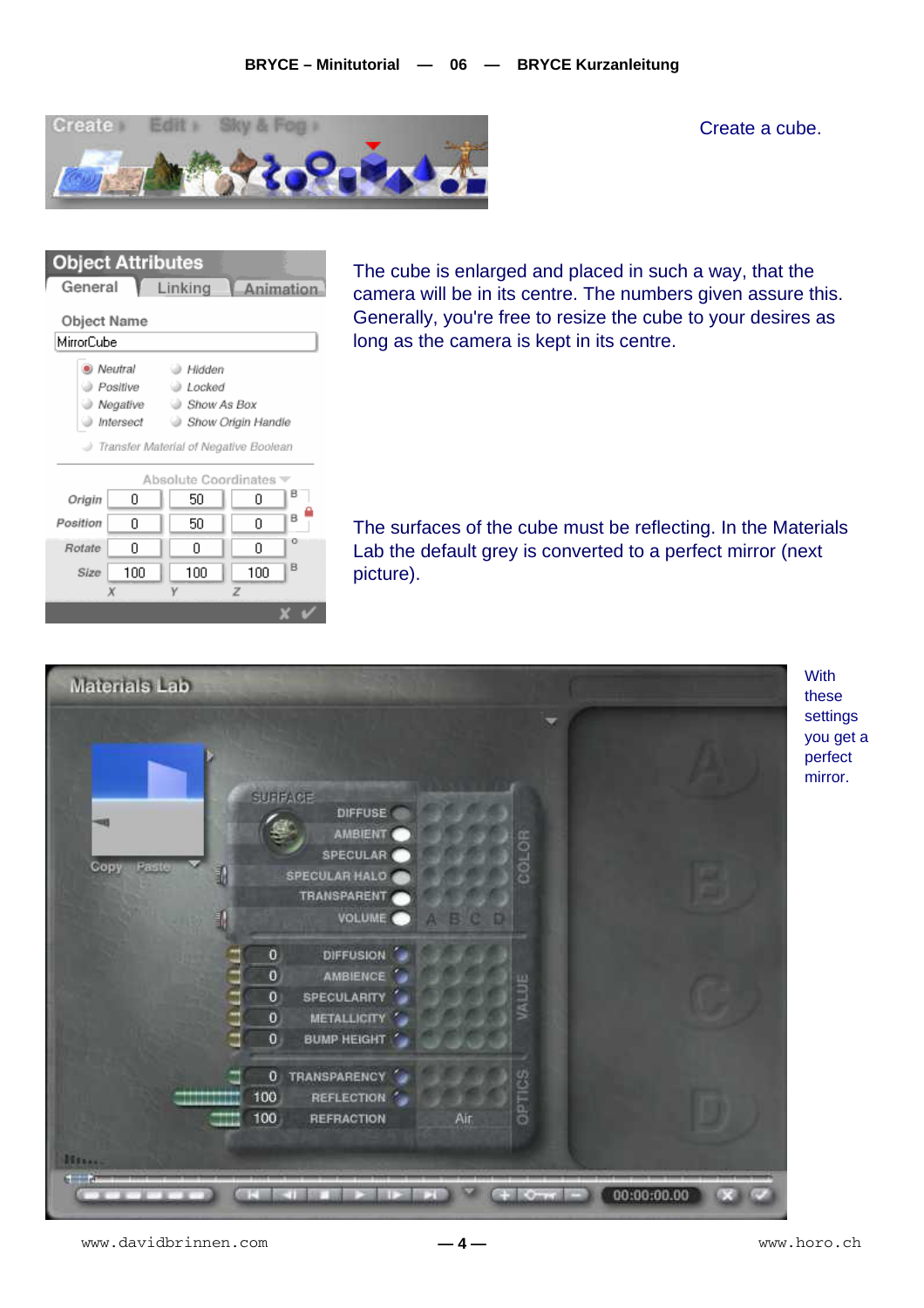Create a cube.

The cube is enlarged and placed in such a way, that the camera will be in its centre. The numbers given assure this. Generally, you're free to resize the cube to your desires as long as the camera is kept in its centre.

The surfaces of the cube must be reflecting. In the Materials Lab the default grey is converted to a perfect mirror (next picture).

With these settings you get a perfect mirror.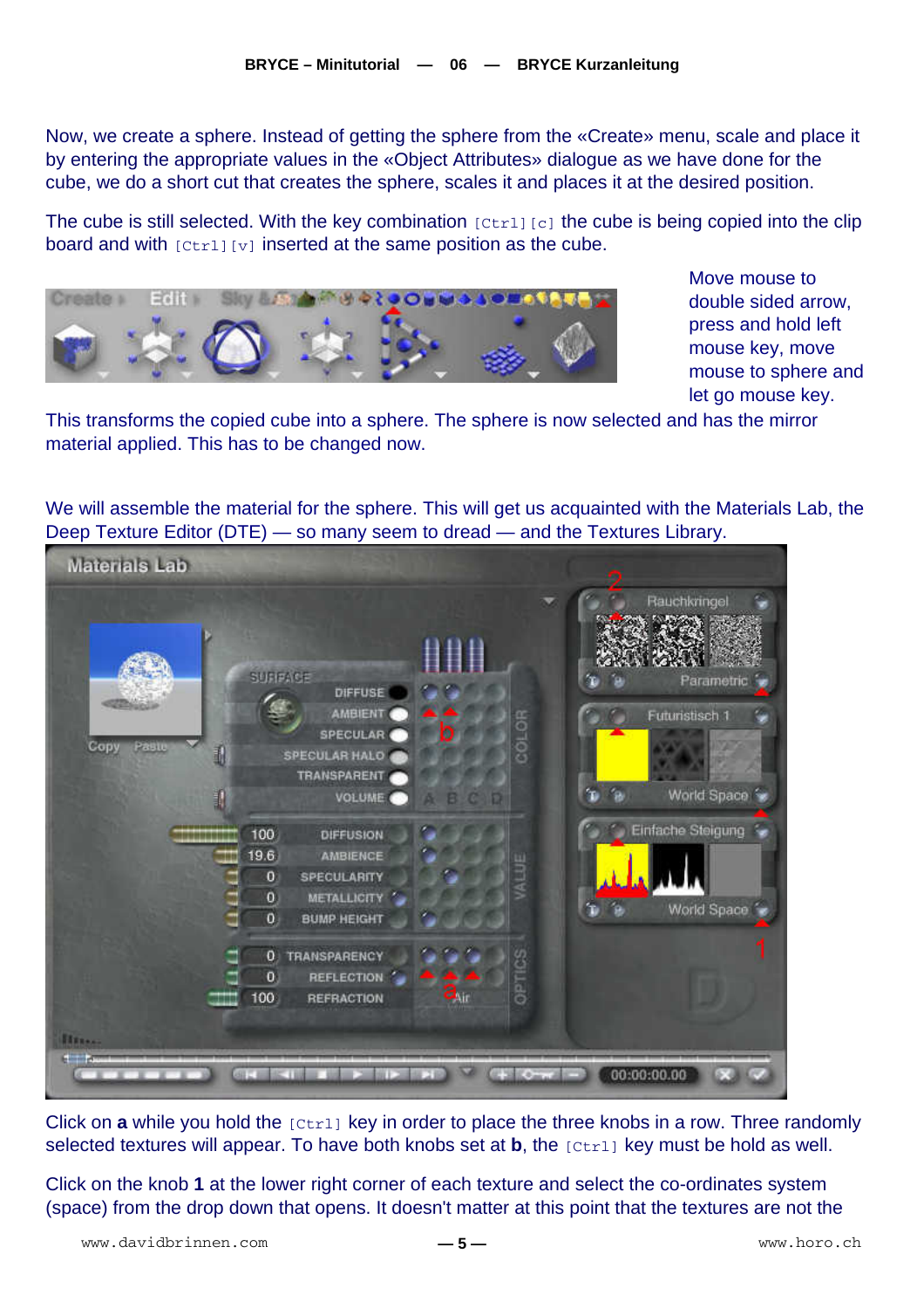Now, we create a sphere. Instead of getting the sphere from the «Create» menu, scale and place it by entering the appropriate values in the «Object Attributes» dialogue as we have done for the cube, we do a short cut that creates the sphere, scales it and places it at the desired position.

The cube is still selected. With the key combination `[Ctrl][c]` the cube is being copied into the clip board and with `[Ctrl][v]` inserted at the same position as the cube.

Move mouse to double sided arrow, press and hold left mouse key, move mouse to sphere and let go mouse key.

This transforms the copied cube into a sphere. The sphere is now selected and has the mirror material applied. This has to be changed now.

We will assemble the material for the sphere. This will get us acquainted with the Materials Lab, the Deep Texture Editor (DTE) — so many seem to dread — and the Textures Library.

Click on **a** while you hold the `[Ctrl]` key in order to place the three knobs in a row. Three randomly selected textures will appear. To have both knobs set at **b**, the `[Ctrl]` key must be hold as well.

Click on the knob **1** at the lower right corner of each texture and select the co-ordinates system (space) from the drop down that opens. It doesn't matter at this point that the textures are not the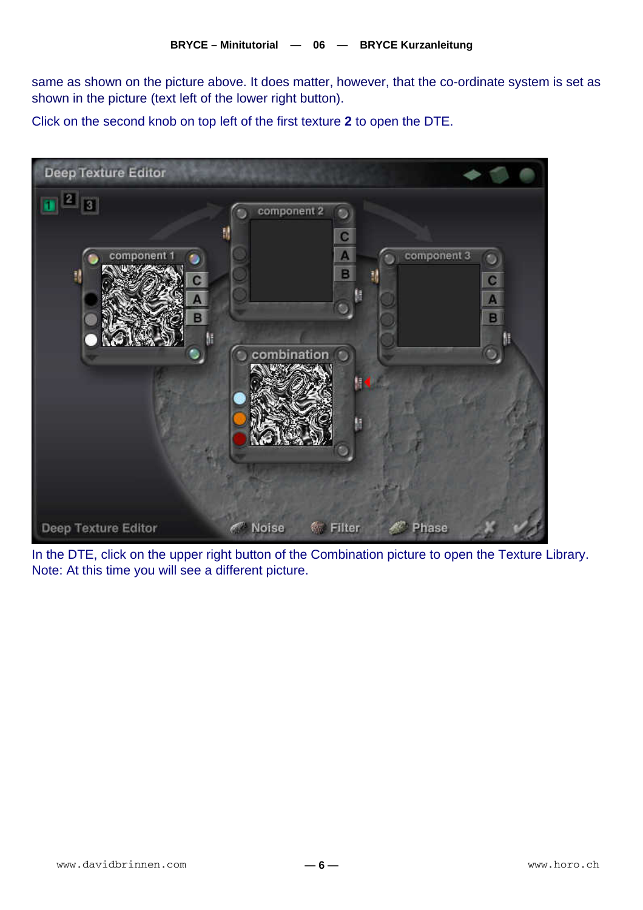same as shown on the picture above. It does matter, however, that the co-ordinate system is set as shown in the picture (text left of the lower right button).

Click on the second knob on top left of the first texture **2** to open the DTE.

In the DTE, click on the upper right button of the Combination picture to open the Texture Library. Note: At this time you will see a different picture.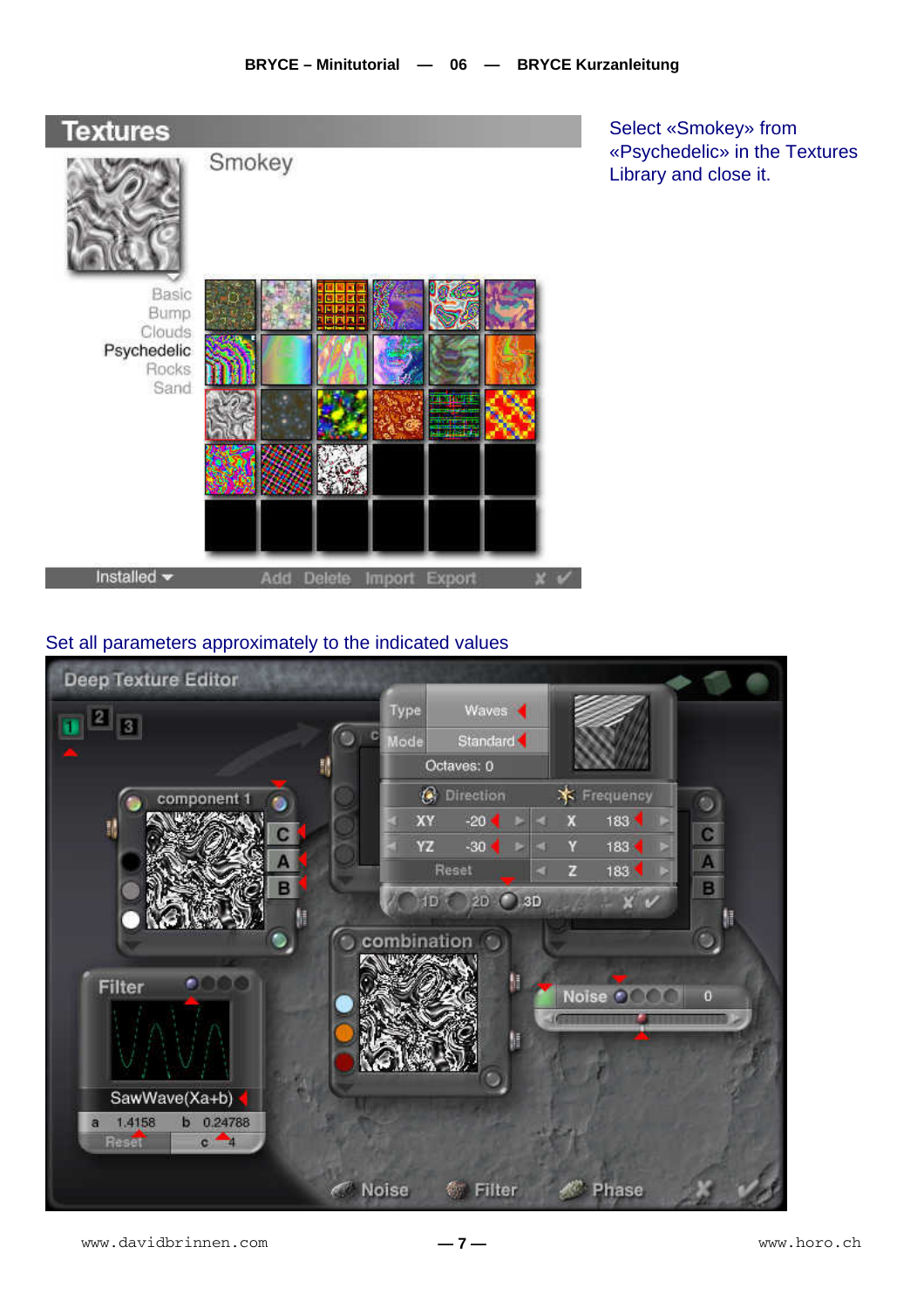Select «Smokey» from «Psychedelic» in the Textures Library and close it.

Set all parameters approximately to the indicated values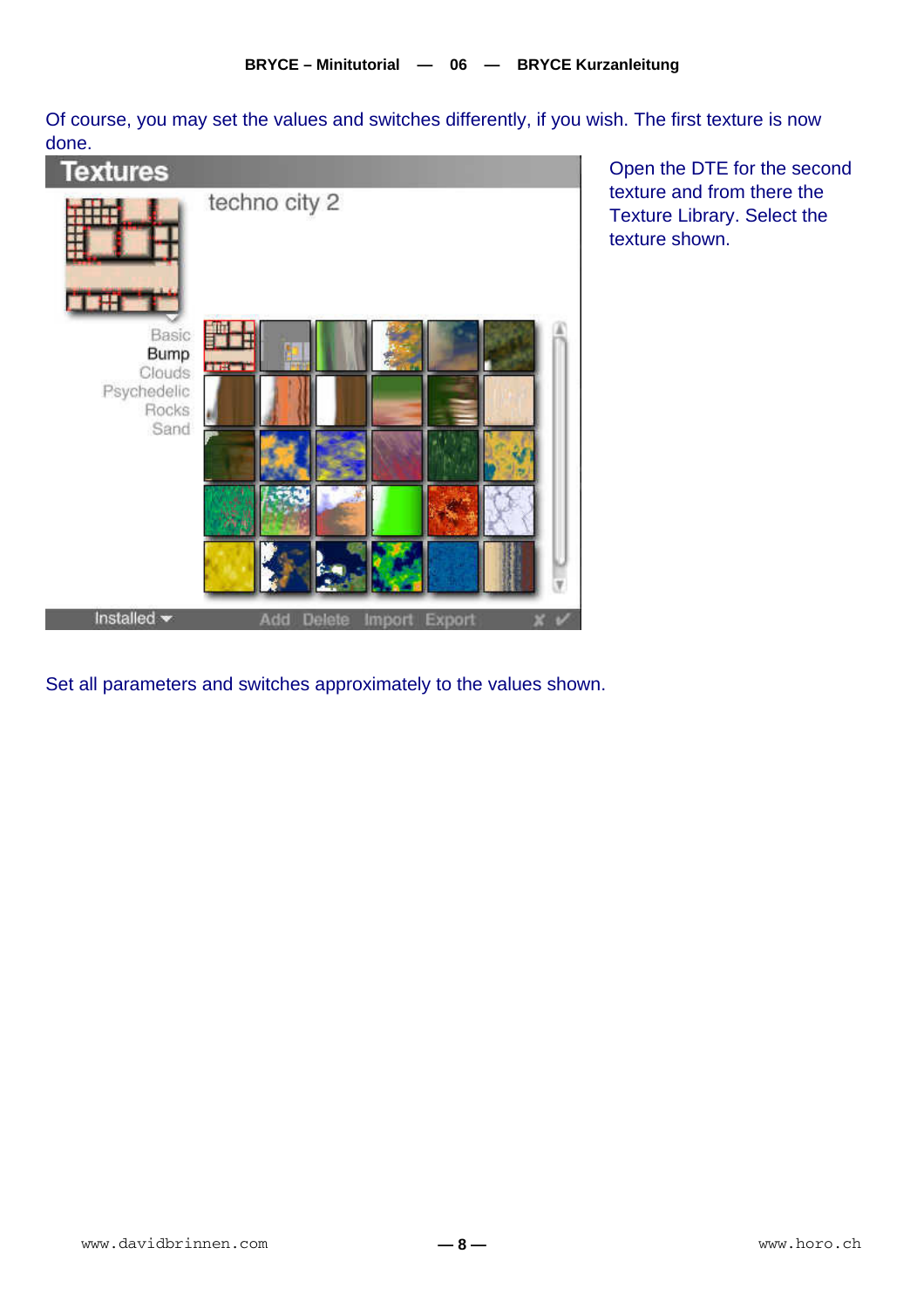Of course, you may set the values and switches differently, if you wish. The first texture is now done.

Open the DTE for the second texture and from there the Texture Library. Select the texture shown.

Set all parameters and switches approximately to the values shown.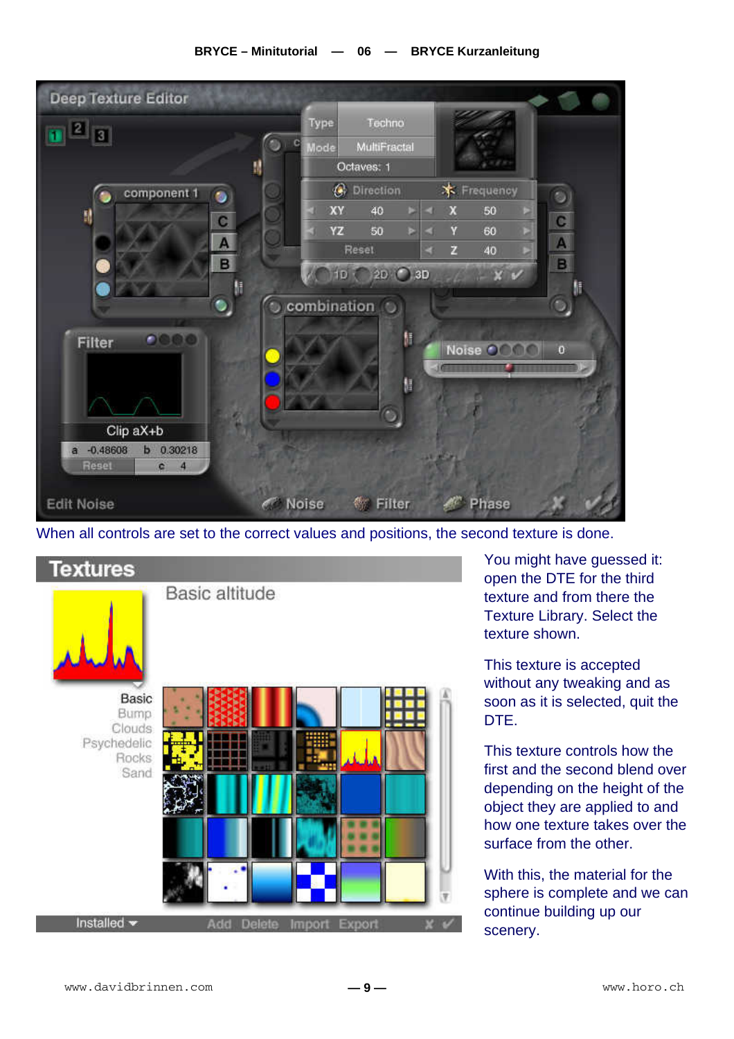When all controls are set to the correct values and positions, the second texture is done.

You might have guessed it: open the DTE for the third texture and from there the Texture Library. Select the texture shown.

This texture is accepted without any tweaking and as soon as it is selected, quit the DTE.

This texture controls how the first and the second blend over depending on the height of the object they are applied to and how one texture takes over the surface from the other.

With this, the material for the sphere is complete and we can continue building up our scenery.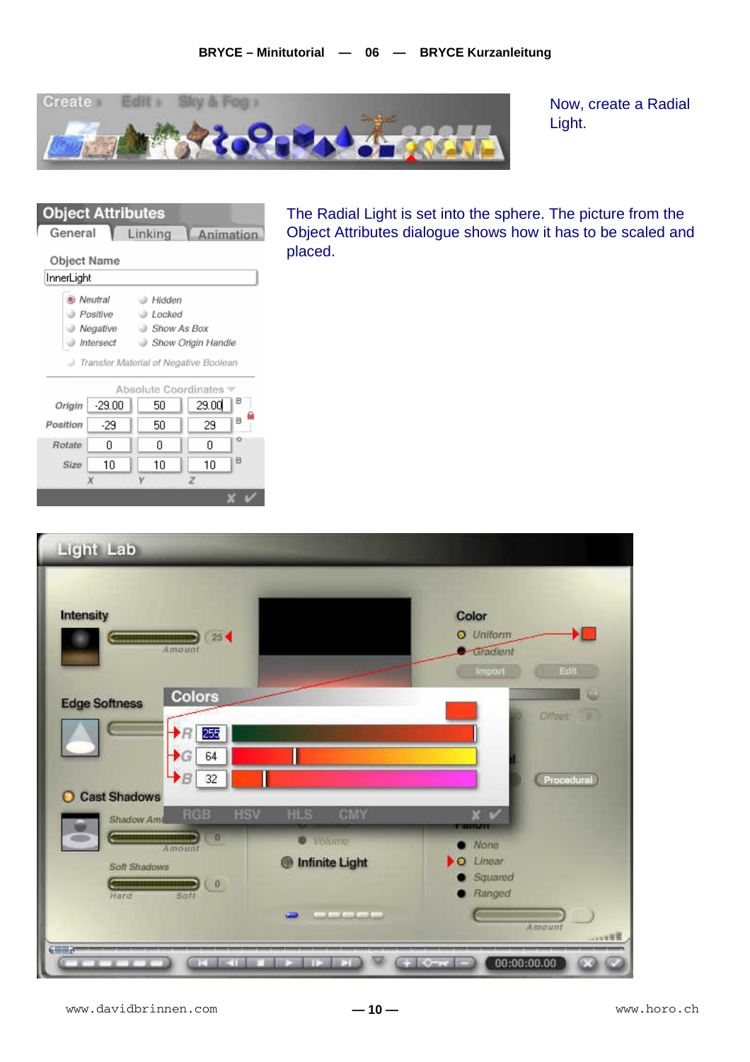Now, create a Radial Light.

The Radial Light is set into the sphere. The picture from the Object Attributes dialogue shows how it has to be scaled and placed.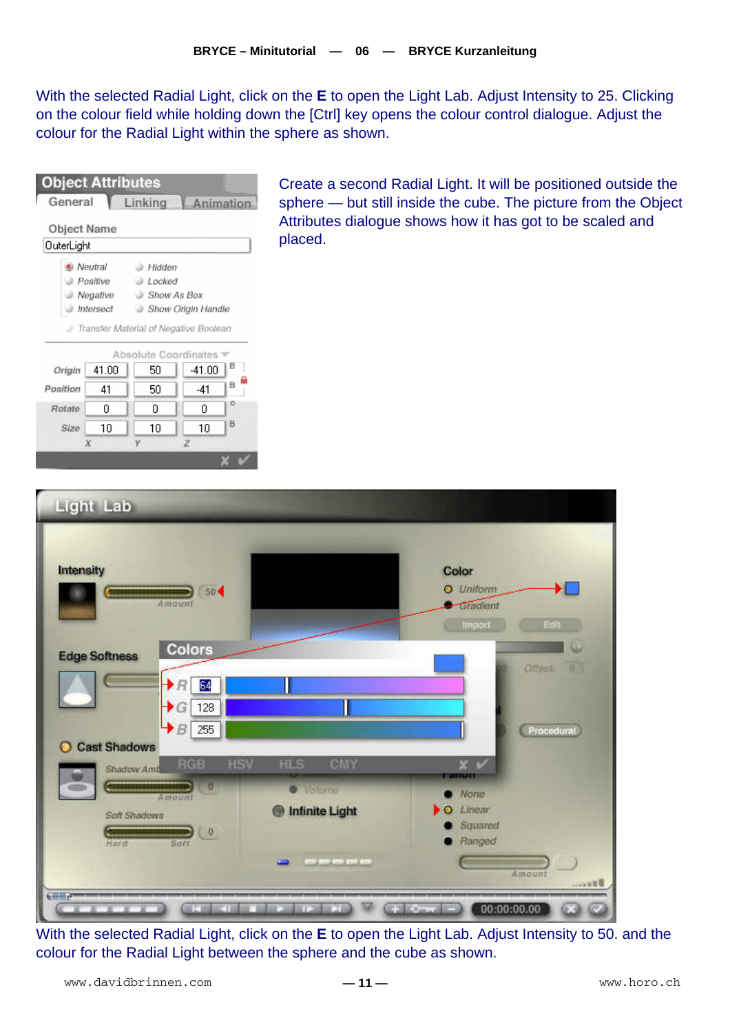With the selected Radial Light, click on the **E** to open the Light Lab. Adjust Intensity to 25. Clicking on the colour field while holding down the [Ctrl] key opens the colour control dialogue. Adjust the colour for the Radial Light within the sphere as shown.

Create a second Radial Light. It will be positioned outside the sphere — but still inside the cube. The picture from the Object Attributes dialogue shows how it has got to be scaled and placed.

With the selected Radial Light, click on the **E** to open the Light Lab. Adjust Intensity to 50. and the colour for the Radial Light between the sphere and the cube as shown.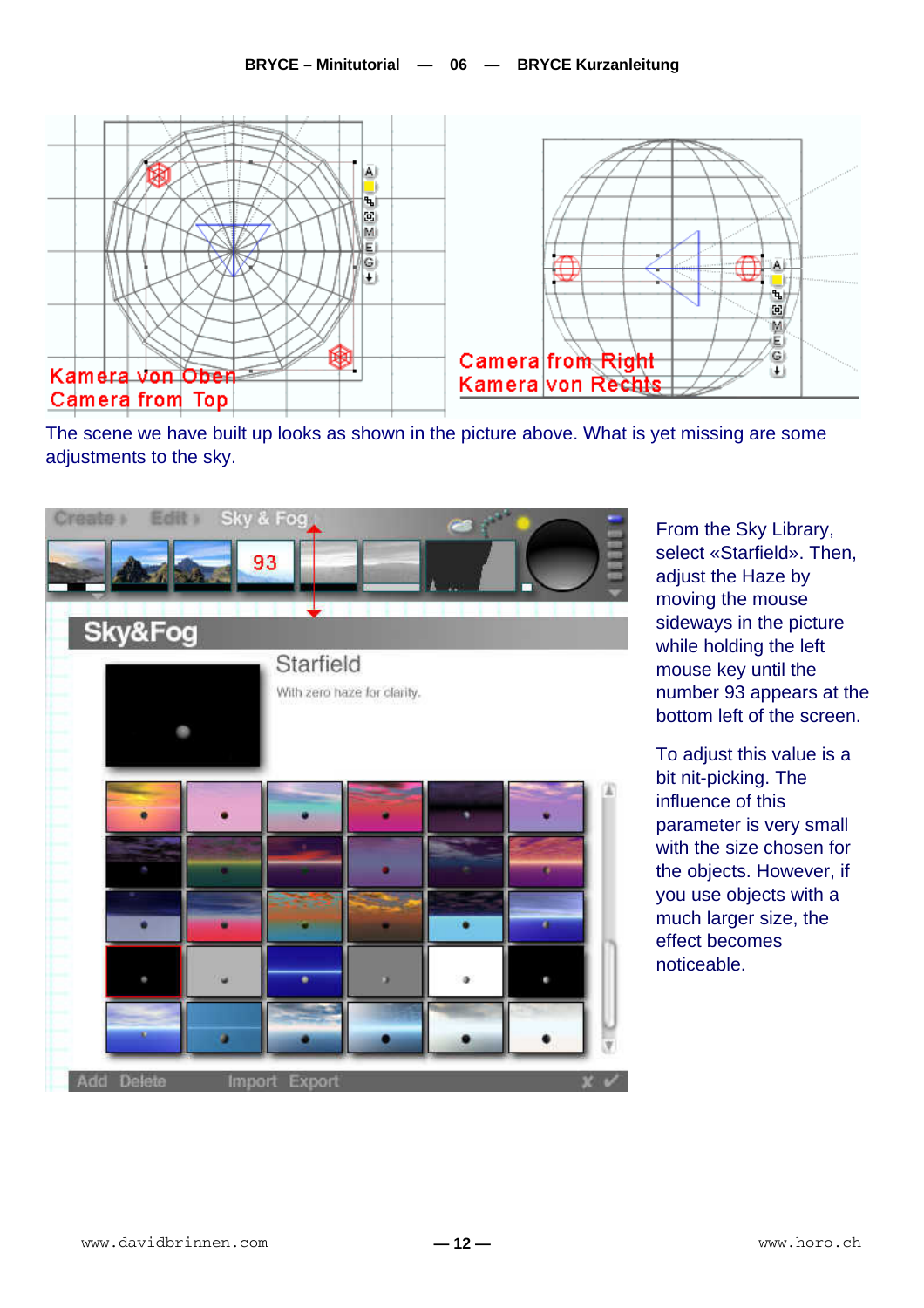The scene we have built up looks as shown in the picture above. What is yet missing are some adjustments to the sky.

From the Sky Library, select «Starfield». Then, adjust the Haze by moving the mouse sideways in the picture while holding the left mouse key until the number 93 appears at the bottom left of the screen.

To adjust this value is a bit nit-picking. The influence of this parameter is very small with the size chosen for the objects. However, if you use objects with a much larger size, the effect becomes noticeable.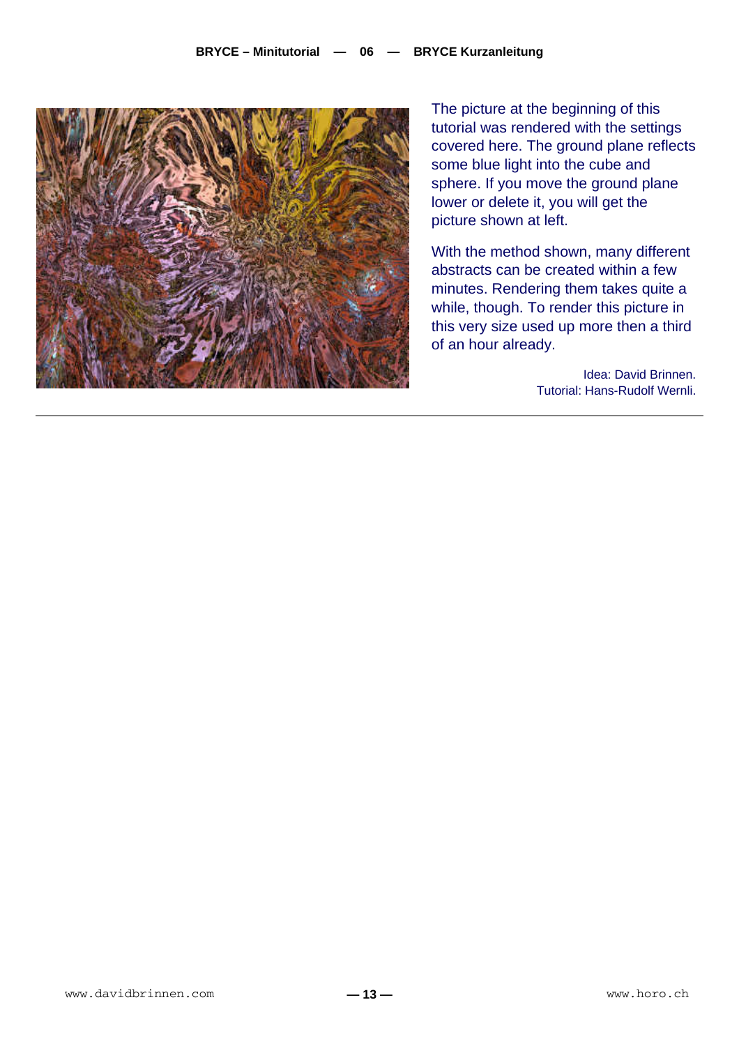The picture at the beginning of this tutorial was rendered with the settings covered here. The ground plane reflects some blue light into the cube and sphere. If you move the ground plane lower or delete it, you will get the picture shown at left.

With the method shown, many different abstracts can be created within a few minutes. Rendering them takes quite a while, though. To render this picture in this very size used up more then a third of an hour already.

Idea: David Brinnen.
Tutorial: Hans-Rudolf Wernli.